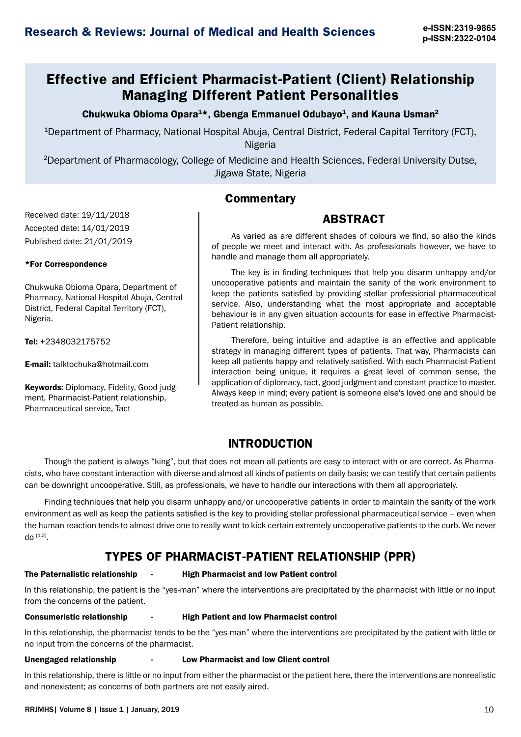# Effective and Efficient Pharmacist-Patient (Client) Relationship Managing Different Patient Personalities

**Chukwuka Obioma Opara[1]*, Gbenga Emmanuel Odubayo[1], and Kauna Usman[2]**

[1]Department of Pharmacy, National Hospital Abuja, Central District, Federal Capital Territory (FCT), Nigeria

[2]Department of Pharmacology, College of Medicine and Health Sciences, Federal University Dutse, Jigawa State, Nigeria

## Commentary

Received date: 19/11/2018

Accepted date: 14/01/2019

Published date: 21/01/2019

**\*For Correspondence**

Chukwuka Obioma Opara, Department of Pharmacy, National Hospital Abuja, Central District, Federal Capital Territory (FCT), Nigeria.

**Tel:** +2348032175752

**E-mail:** talktochuka@hotmail.com

**Keywords:** Diplomacy, Fidelity, Good judgment, Pharmacist-Patient relationship, Pharmaceutical service, Tact

## ABSTRACT

As varied as are different shades of colours we find, so also the kinds of people we meet and interact with. As professionals however, we have to handle and manage them all appropriately.

The key is in finding techniques that help you disarm unhappy and/or uncooperative patients and maintain the sanity of the work environment to keep the patients satisfied by providing stellar professional pharmaceutical service. Also, understanding what the most appropriate and acceptable behaviour is in any given situation accounts for ease in effective Pharmacist-Patient relationship.

Therefore, being intuitive and adaptive is an effective and applicable strategy in managing different types of patients. That way, Pharmacists can keep all patients happy and relatively satisfied. With each Pharmacist-Patient interaction being unique, it requires a great level of common sense, the application of diplomacy, tact, good judgment and constant practice to master. Always keep in mind; every patient is someone else's loved one and should be treated as human as possible.

## INTRODUCTION

Though the patient is always "king", but that does not mean all patients are easy to interact with or are correct. As Pharmacists, who have constant interaction with diverse and almost all kinds of patients on daily basis; we can testify that certain patients can be downright uncooperative. Still, as professionals, we have to handle our interactions with them all appropriately.

Finding techniques that help you disarm unhappy and/or uncooperative patients in order to maintain the sanity of the work environment as well as keep the patients satisfied is the key to providing stellar professional pharmaceutical service – even when the human reaction tends to almost drive one to really want to kick certain extremely uncooperative patients to the curb. We never do [1,2].

## TYPES OF PHARMACIST-PATIENT RELATIONSHIP (PPR)

**The Paternalistic relationship - High Pharmacist and low Patient control**

In this relationship, the patient is the "yes-man" where the interventions are precipitated by the pharmacist with little or no input from the concerns of the patient.

**Consumeristic relationship - High Patient and low Pharmacist control**

In this relationship, the pharmacist tends to be the "yes-man" where the interventions are precipitated by the patient with little or no input from the concerns of the pharmacist.

**Unengaged relationship - Low Pharmacist and low Client control**

In this relationship, there is little or no input from either the pharmacist or the patient here, there the interventions are nonrealistic and nonexistent; as concerns of both partners are not easily aired.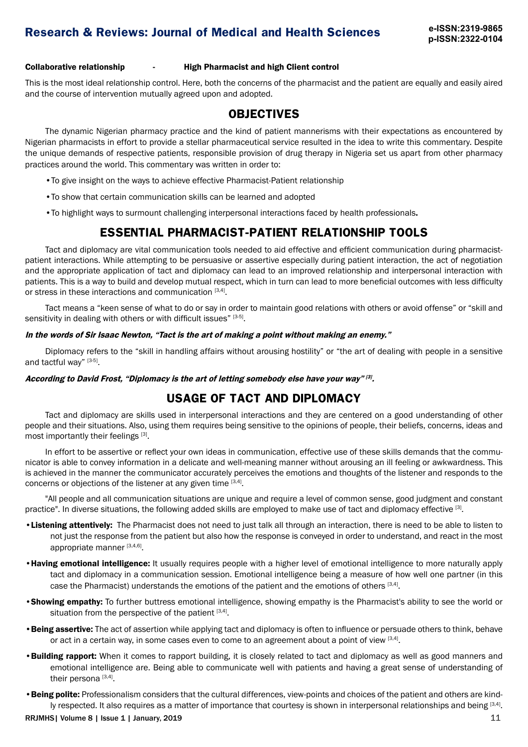**Collaborative relationship - High Pharmacist and high Client control**

This is the most ideal relationship control. Here, both the concerns of the pharmacist and the patient are equally and easily aired and the course of intervention mutually agreed upon and adopted.

## OBJECTIVES

The dynamic Nigerian pharmacy practice and the kind of patient mannerisms with their expectations as encountered by Nigerian pharmacists in effort to provide a stellar pharmaceutical service resulted in the idea to write this commentary. Despite the unique demands of respective patients, responsible provision of drug therapy in Nigeria set us apart from other pharmacy practices around the world. This commentary was written in order to:

- To give insight on the ways to achieve effective Pharmacist-Patient relationship
- To show that certain communication skills can be learned and adopted
- To highlight ways to surmount challenging interpersonal interactions faced by health professionals.

## ESSENTIAL PHARMACIST-PATIENT RELATIONSHIP TOOLS

Tact and diplomacy are vital communication tools needed to aid effective and efficient communication during pharmacist-patient interactions. While attempting to be persuasive or assertive especially during patient interaction, the act of negotiation and the appropriate application of tact and diplomacy can lead to an improved relationship and interpersonal interaction with patients. This is a way to build and develop mutual respect, which in turn can lead to more beneficial outcomes with less difficulty or stress in these interactions and communication [3,4].

Tact means a "keen sense of what to do or say in order to maintain good relations with others or avoid offense" or "skill and sensitivity in dealing with others or with difficult issues" [3-5].

***In the words of Sir Isaac Newton, "Tact is the art of making a point without making an enemy."***

Diplomacy refers to the "skill in handling affairs without arousing hostility" or "the art of dealing with people in a sensitive and tactful way" [3-5].

***According to David Frost, "Diplomacy is the art of letting somebody else have your way" [3].***

## USAGE OF TACT AND DIPLOMACY

Tact and diplomacy are skills used in interpersonal interactions and they are centered on a good understanding of other people and their situations. Also, using them requires being sensitive to the opinions of people, their beliefs, concerns, ideas and most importantly their feelings [3].

In effort to be assertive or reflect your own ideas in communication, effective use of these skills demands that the communicator is able to convey information in a delicate and well-meaning manner without arousing an ill feeling or awkwardness. This is achieved in the manner the communicator accurately perceives the emotions and thoughts of the listener and responds to the concerns or objections of the listener at any given time [3,4].

"All people and all communication situations are unique and require a level of common sense, good judgment and constant practice". In diverse situations, the following added skills are employed to make use of tact and diplomacy effective [3].

- **Listening attentively:** The Pharmacist does not need to just talk all through an interaction, there is need to be able to listen to not just the response from the patient but also how the response is conveyed in order to understand, and react in the most appropriate manner [3,4,6].
- **Having emotional intelligence:** It usually requires people with a higher level of emotional intelligence to more naturally apply tact and diplomacy in a communication session. Emotional intelligence being a measure of how well one partner (in this case the Pharmacist) understands the emotions of the patient and the emotions of others [3,4].
- **Showing empathy:** To further buttress emotional intelligence, showing empathy is the Pharmacist's ability to see the world or situation from the perspective of the patient [3,4].
- **Being assertive:** The act of assertion while applying tact and diplomacy is often to influence or persuade others to think, behave or act in a certain way, in some cases even to come to an agreement about a point of view [3,4].
- **Building rapport:** When it comes to rapport building, it is closely related to tact and diplomacy as well as good manners and emotional intelligence are. Being able to communicate well with patients and having a great sense of understanding of their persona [3,4].
- **Being polite:** Professionalism considers that the cultural differences, view-points and choices of the patient and others are kindly respected. It also requires as a matter of importance that courtesy is shown in interpersonal relationships and being [3,4].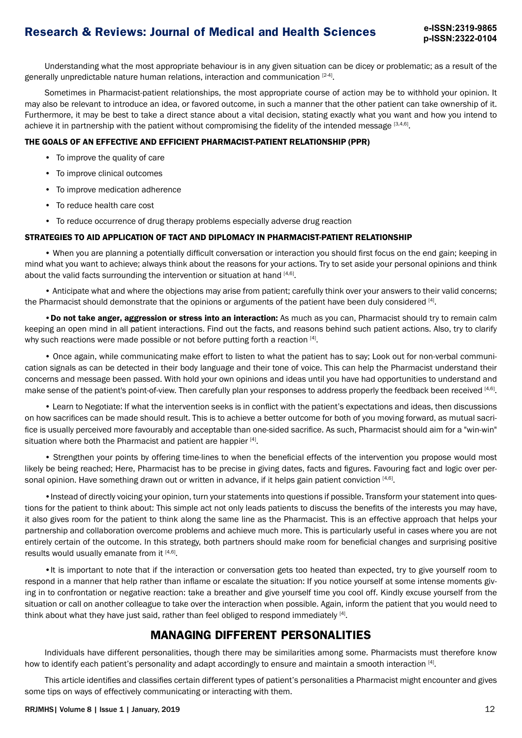Understanding what the most appropriate behaviour is in any given situation can be dicey or problematic; as a result of the generally unpredictable nature human relations, interaction and communication [2-4].

Sometimes in Pharmacist-patient relationships, the most appropriate course of action may be to withhold your opinion. It may also be relevant to introduce an idea, or favored outcome, in such a manner that the other patient can take ownership of it. Furthermore, it may be best to take a direct stance about a vital decision, stating exactly what you want and how you intend to achieve it in partnership with the patient without compromising the fidelity of the intended message [3,4,6].

### THE GOALS OF AN EFFECTIVE AND EFFICIENT PHARMACIST-PATIENT RELATIONSHIP (PPR)

- To improve the quality of care
- To improve clinical outcomes
- To improve medication adherence
- To reduce health care cost
- To reduce occurrence of drug therapy problems especially adverse drug reaction

### STRATEGIES TO AID APPLICATION OF TACT AND DIPLOMACY IN PHARMACIST-PATIENT RELATIONSHIP

• When you are planning a potentially difficult conversation or interaction you should first focus on the end gain; keeping in mind what you want to achieve; always think about the reasons for your actions. Try to set aside your personal opinions and think about the valid facts surrounding the intervention or situation at hand [4,6].

• Anticipate what and where the objections may arise from patient; carefully think over your answers to their valid concerns; the Pharmacist should demonstrate that the opinions or arguments of the patient have been duly considered [4].

• **Do not take anger, aggression or stress into an interaction:** As much as you can, Pharmacist should try to remain calm keeping an open mind in all patient interactions. Find out the facts, and reasons behind such patient actions. Also, try to clarify why such reactions were made possible or not before putting forth a reaction [4].

• Once again, while communicating make effort to listen to what the patient has to say; Look out for non-verbal communication signals as can be detected in their body language and their tone of voice. This can help the Pharmacist understand their concerns and message been passed. With hold your own opinions and ideas until you have had opportunities to understand and make sense of the patient's point-of-view. Then carefully plan your responses to address properly the feedback been received [4,6].

• Learn to Negotiate: If what the intervention seeks is in conflict with the patient's expectations and ideas, then discussions on how sacrifices can be made should result. This is to achieve a better outcome for both of you moving forward, as mutual sacrifice is usually perceived more favourably and acceptable than one-sided sacrifice. As such, Pharmacist should aim for a "win-win" situation where both the Pharmacist and patient are happier [4].

• Strengthen your points by offering time-lines to when the beneficial effects of the intervention you propose would most likely be being reached; Here, Pharmacist has to be precise in giving dates, facts and figures. Favouring fact and logic over personal opinion. Have something drawn out or written in advance, if it helps gain patient conviction [4,6].

• Instead of directly voicing your opinion, turn your statements into questions if possible. Transform your statement into questions for the patient to think about: This simple act not only leads patients to discuss the benefits of the interests you may have, it also gives room for the patient to think along the same line as the Pharmacist. This is an effective approach that helps your partnership and collaboration overcome problems and achieve much more. This is particularly useful in cases where you are not entirely certain of the outcome. In this strategy, both partners should make room for beneficial changes and surprising positive results would usually emanate from it [4,6].

• It is important to note that if the interaction or conversation gets too heated than expected, try to give yourself room to respond in a manner that help rather than inflame or escalate the situation: If you notice yourself at some intense moments giving in to confrontation or negative reaction: take a breather and give yourself time you cool off. Kindly excuse yourself from the situation or call on another colleague to take over the interaction when possible. Again, inform the patient that you would need to think about what they have just said, rather than feel obliged to respond immediately [4].

## MANAGING DIFFERENT PERSONALITIES

Individuals have different personalities, though there may be similarities among some. Pharmacists must therefore know how to identify each patient's personality and adapt accordingly to ensure and maintain a smooth interaction [4].

This article identifies and classifies certain different types of patient's personalities a Pharmacist might encounter and gives some tips on ways of effectively communicating or interacting with them.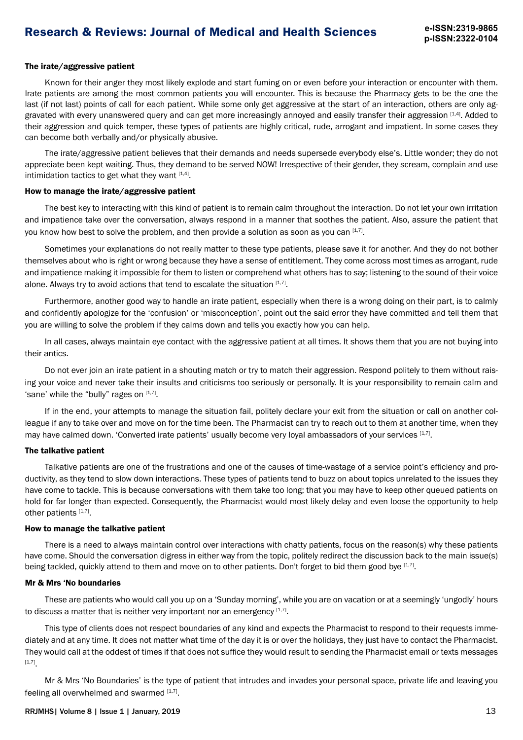**The irate/aggressive patient**

Known for their anger they most likely explode and start fuming on or even before your interaction or encounter with them. Irate patients are among the most common patients you will encounter. This is because the Pharmacy gets to be the one the last (if not last) points of call for each patient. While some only get aggressive at the start of an interaction, others are only aggravated with every unanswered query and can get more increasingly annoyed and easily transfer their aggression [1,4]. Added to their aggression and quick temper, these types of patients are highly critical, rude, arrogant and impatient. In some cases they can become both verbally and/or physically abusive.

The irate/aggressive patient believes that their demands and needs supersede everybody else's. Little wonder; they do not appreciate been kept waiting. Thus, they demand to be served NOW! Irrespective of their gender, they scream, complain and use intimidation tactics to get what they want [1,4].

**How to manage the irate/aggressive patient**

The best key to interacting with this kind of patient is to remain calm throughout the interaction. Do not let your own irritation and impatience take over the conversation, always respond in a manner that soothes the patient. Also, assure the patient that you know how best to solve the problem, and then provide a solution as soon as you can [1,7].

Sometimes your explanations do not really matter to these type patients, please save it for another. And they do not bother themselves about who is right or wrong because they have a sense of entitlement. They come across most times as arrogant, rude and impatience making it impossible for them to listen or comprehend what others has to say; listening to the sound of their voice alone. Always try to avoid actions that tend to escalate the situation [1,7].

Furthermore, another good way to handle an irate patient, especially when there is a wrong doing on their part, is to calmly and confidently apologize for the 'confusion' or 'misconception', point out the said error they have committed and tell them that you are willing to solve the problem if they calms down and tells you exactly how you can help.

In all cases, always maintain eye contact with the aggressive patient at all times. It shows them that you are not buying into their antics.

Do not ever join an irate patient in a shouting match or try to match their aggression. Respond politely to them without raising your voice and never take their insults and criticisms too seriously or personally. It is your responsibility to remain calm and 'sane' while the "bully" rages on [1,7].

If in the end, your attempts to manage the situation fail, politely declare your exit from the situation or call on another colleague if any to take over and move on for the time been. The Pharmacist can try to reach out to them at another time, when they may have calmed down. 'Converted irate patients' usually become very loyal ambassadors of your services [1,7].

**The talkative patient**

Talkative patients are one of the frustrations and one of the causes of time-wastage of a service point's efficiency and productivity, as they tend to slow down interactions. These types of patients tend to buzz on about topics unrelated to the issues they have come to tackle. This is because conversations with them take too long; that you may have to keep other queued patients on hold for far longer than expected. Consequently, the Pharmacist would most likely delay and even loose the opportunity to help other patients [1,7].

**How to manage the talkative patient**

There is a need to always maintain control over interactions with chatty patients, focus on the reason(s) why these patients have come. Should the conversation digress in either way from the topic, politely redirect the discussion back to the main issue(s) being tackled, quickly attend to them and move on to other patients. Don't forget to bid them good bye [1,7].

**Mr & Mrs 'No boundaries**

These are patients who would call you up on a 'Sunday morning', while you are on vacation or at a seemingly 'ungodly' hours to discuss a matter that is neither very important nor an emergency [1,7].

This type of clients does not respect boundaries of any kind and expects the Pharmacist to respond to their requests immediately and at any time. It does not matter what time of the day it is or over the holidays, they just have to contact the Pharmacist. They would call at the oddest of times if that does not suffice they would result to sending the Pharmacist email or texts messages [1,7].

Mr & Mrs 'No Boundaries' is the type of patient that intrudes and invades your personal space, private life and leaving you feeling all overwhelmed and swarmed [1,7].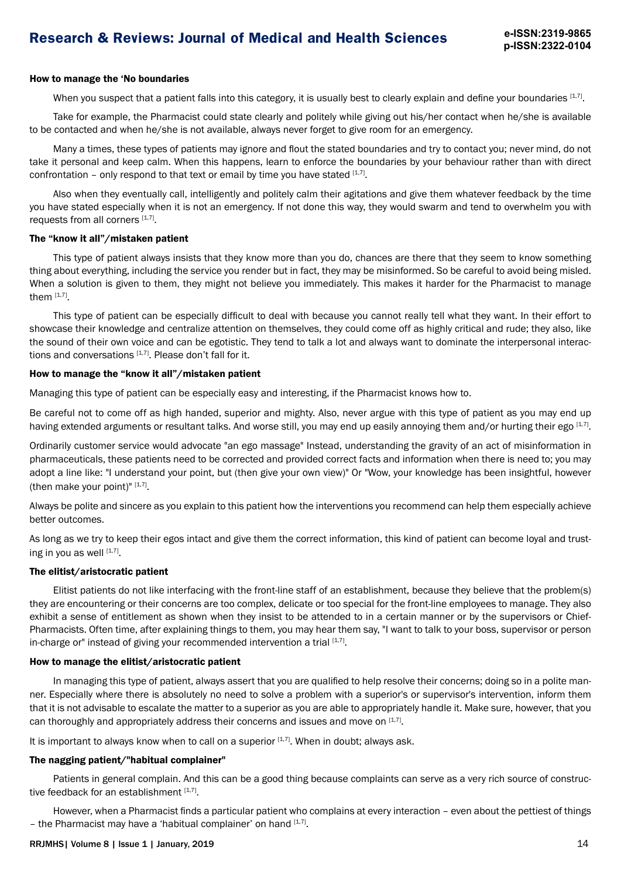#### How to manage the ‘No boundaries

When you suspect that a patient falls into this category, it is usually best to clearly explain and define your boundaries [1,7].

Take for example, the Pharmacist could state clearly and politely while giving out his/her contact when he/she is available to be contacted and when he/she is not available, always never forget to give room for an emergency.

Many a times, these types of patients may ignore and flout the stated boundaries and try to contact you; never mind, do not take it personal and keep calm. When this happens, learn to enforce the boundaries by your behaviour rather than with direct confrontation – only respond to that text or email by time you have stated [1,7].

Also when they eventually call, intelligently and politely calm their agitations and give them whatever feedback by the time you have stated especially when it is not an emergency. If not done this way, they would swarm and tend to overwhelm you with requests from all corners [1,7].

#### The “know it all”/mistaken patient

This type of patient always insists that they know more than you do, chances are there that they seem to know something thing about everything, including the service you render but in fact, they may be misinformed. So be careful to avoid being misled. When a solution is given to them, they might not believe you immediately. This makes it harder for the Pharmacist to manage them [1,7].

This type of patient can be especially difficult to deal with because you cannot really tell what they want. In their effort to showcase their knowledge and centralize attention on themselves, they could come off as highly critical and rude; they also, like the sound of their own voice and can be egotistic. They tend to talk a lot and always want to dominate the interpersonal interactions and conversations [1,7]. Please don’t fall for it.

#### How to manage the “know it all”/mistaken patient

Managing this type of patient can be especially easy and interesting, if the Pharmacist knows how to.

Be careful not to come off as high handed, superior and mighty. Also, never argue with this type of patient as you may end up having extended arguments or resultant talks. And worse still, you may end up easily annoying them and/or hurting their ego [1,7].

Ordinarily customer service would advocate "an ego massage" Instead, understanding the gravity of an act of misinformation in pharmaceuticals, these patients need to be corrected and provided correct facts and information when there is need to; you may adopt a line like: "I understand your point, but (then give your own view)" Or "Wow, your knowledge has been insightful, however (then make your point)" [1,7].

Always be polite and sincere as you explain to this patient how the interventions you recommend can help them especially achieve better outcomes.

As long as we try to keep their egos intact and give them the correct information, this kind of patient can become loyal and trusting in you as well [1,7].

#### The elitist/aristocratic patient

Elitist patients do not like interfacing with the front-line staff of an establishment, because they believe that the problem(s) they are encountering or their concerns are too complex, delicate or too special for the front-line employees to manage. They also exhibit a sense of entitlement as shown when they insist to be attended to in a certain manner or by the supervisors or Chief-Pharmacists. Often time, after explaining things to them, you may hear them say, "I want to talk to your boss, supervisor or person in-charge or" instead of giving your recommended intervention a trial [1,7].

#### How to manage the elitist/aristocratic patient

In managing this type of patient, always assert that you are qualified to help resolve their concerns; doing so in a polite manner. Especially where there is absolutely no need to solve a problem with a superior's or supervisor's intervention, inform them that it is not advisable to escalate the matter to a superior as you are able to appropriately handle it. Make sure, however, that you can thoroughly and appropriately address their concerns and issues and move on [1,7].

It is important to always know when to call on a superior [1,7]. When in doubt; always ask.

#### The nagging patient/"habitual complainer"

Patients in general complain. And this can be a good thing because complaints can serve as a very rich source of constructive feedback for an establishment [1,7].

However, when a Pharmacist finds a particular patient who complains at every interaction – even about the pettiest of things – the Pharmacist may have a ‘habitual complainer’ on hand [1,7].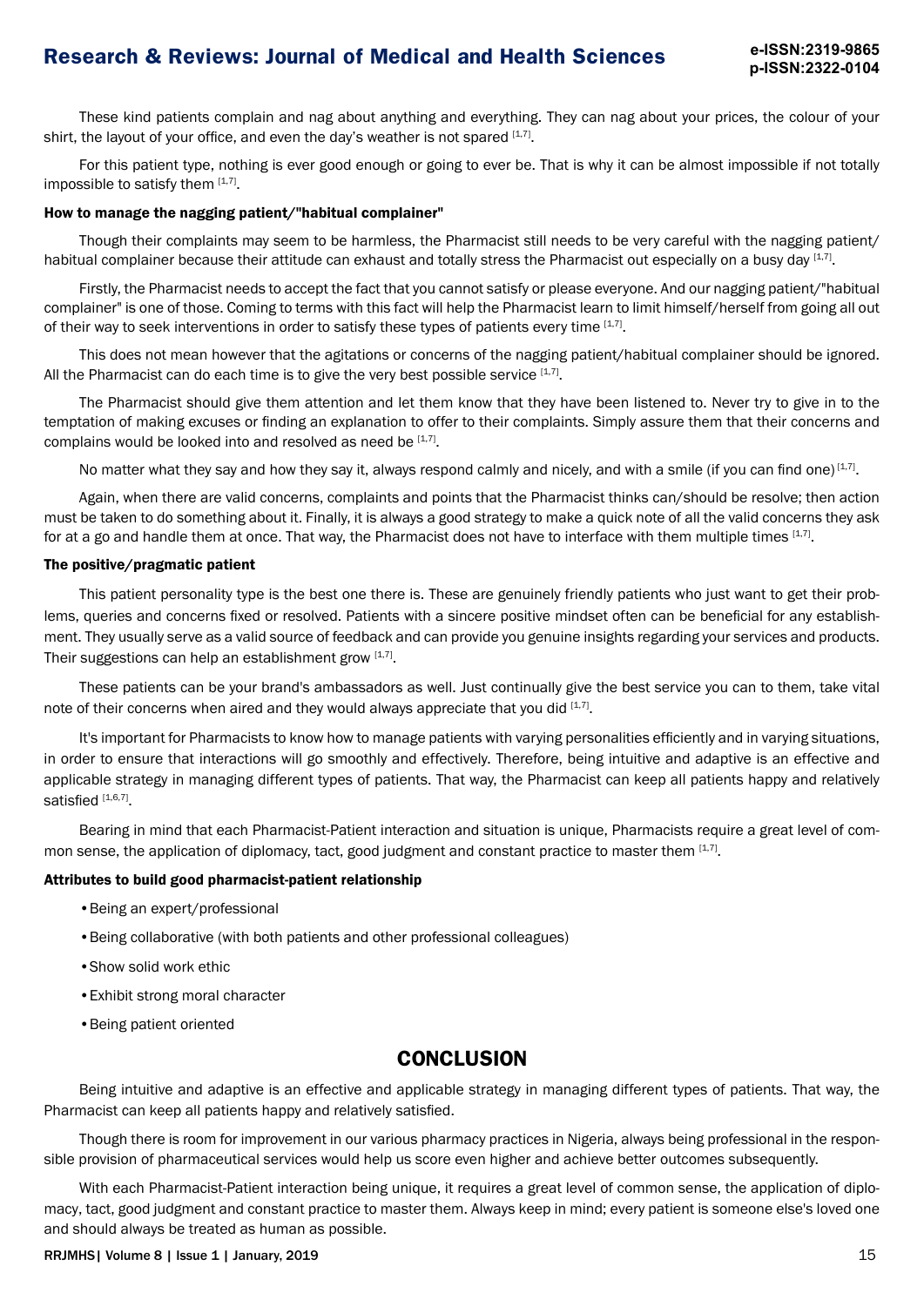These kind patients complain and nag about anything and everything. They can nag about your prices, the colour of your shirt, the layout of your office, and even the day's weather is not spared [1,7].

For this patient type, nothing is ever good enough or going to ever be. That is why it can be almost impossible if not totally impossible to satisfy them [1,7].

#### How to manage the nagging patient/"habitual complainer"

Though their complaints may seem to be harmless, the Pharmacist still needs to be very careful with the nagging patient/habitual complainer because their attitude can exhaust and totally stress the Pharmacist out especially on a busy day [1,7].

Firstly, the Pharmacist needs to accept the fact that you cannot satisfy or please everyone. And our nagging patient/"habitual complainer" is one of those. Coming to terms with this fact will help the Pharmacist learn to limit himself/herself from going all out of their way to seek interventions in order to satisfy these types of patients every time [1,7].

This does not mean however that the agitations or concerns of the nagging patient/habitual complainer should be ignored. All the Pharmacist can do each time is to give the very best possible service [1,7].

The Pharmacist should give them attention and let them know that they have been listened to. Never try to give in to the temptation of making excuses or finding an explanation to offer to their complaints. Simply assure them that their concerns and complains would be looked into and resolved as need be [1,7].

No matter what they say and how they say it, always respond calmly and nicely, and with a smile (if you can find one) [1,7].

Again, when there are valid concerns, complaints and points that the Pharmacist thinks can/should be resolve; then action must be taken to do something about it. Finally, it is always a good strategy to make a quick note of all the valid concerns they ask for at a go and handle them at once. That way, the Pharmacist does not have to interface with them multiple times [1,7].

#### The positive/pragmatic patient

This patient personality type is the best one there is. These are genuinely friendly patients who just want to get their problems, queries and concerns fixed or resolved. Patients with a sincere positive mindset often can be beneficial for any establishment. They usually serve as a valid source of feedback and can provide you genuine insights regarding your services and products. Their suggestions can help an establishment grow [1,7].

These patients can be your brand's ambassadors as well. Just continually give the best service you can to them, take vital note of their concerns when aired and they would always appreciate that you did [1,7].

It's important for Pharmacists to know how to manage patients with varying personalities efficiently and in varying situations, in order to ensure that interactions will go smoothly and effectively. Therefore, being intuitive and adaptive is an effective and applicable strategy in managing different types of patients. That way, the Pharmacist can keep all patients happy and relatively satisfied [1,6,7].

Bearing in mind that each Pharmacist-Patient interaction and situation is unique, Pharmacists require a great level of common sense, the application of diplomacy, tact, good judgment and constant practice to master them [1,7].

#### Attributes to build good pharmacist-patient relationship

- Being an expert/professional
- Being collaborative (with both patients and other professional colleagues)
- Show solid work ethic
- Exhibit strong moral character
- Being patient oriented

## CONCLUSION

Being intuitive and adaptive is an effective and applicable strategy in managing different types of patients. That way, the Pharmacist can keep all patients happy and relatively satisfied.

Though there is room for improvement in our various pharmacy practices in Nigeria, always being professional in the responsible provision of pharmaceutical services would help us score even higher and achieve better outcomes subsequently.

With each Pharmacist-Patient interaction being unique, it requires a great level of common sense, the application of diplomacy, tact, good judgment and constant practice to master them. Always keep in mind; every patient is someone else's loved one and should always be treated as human as possible.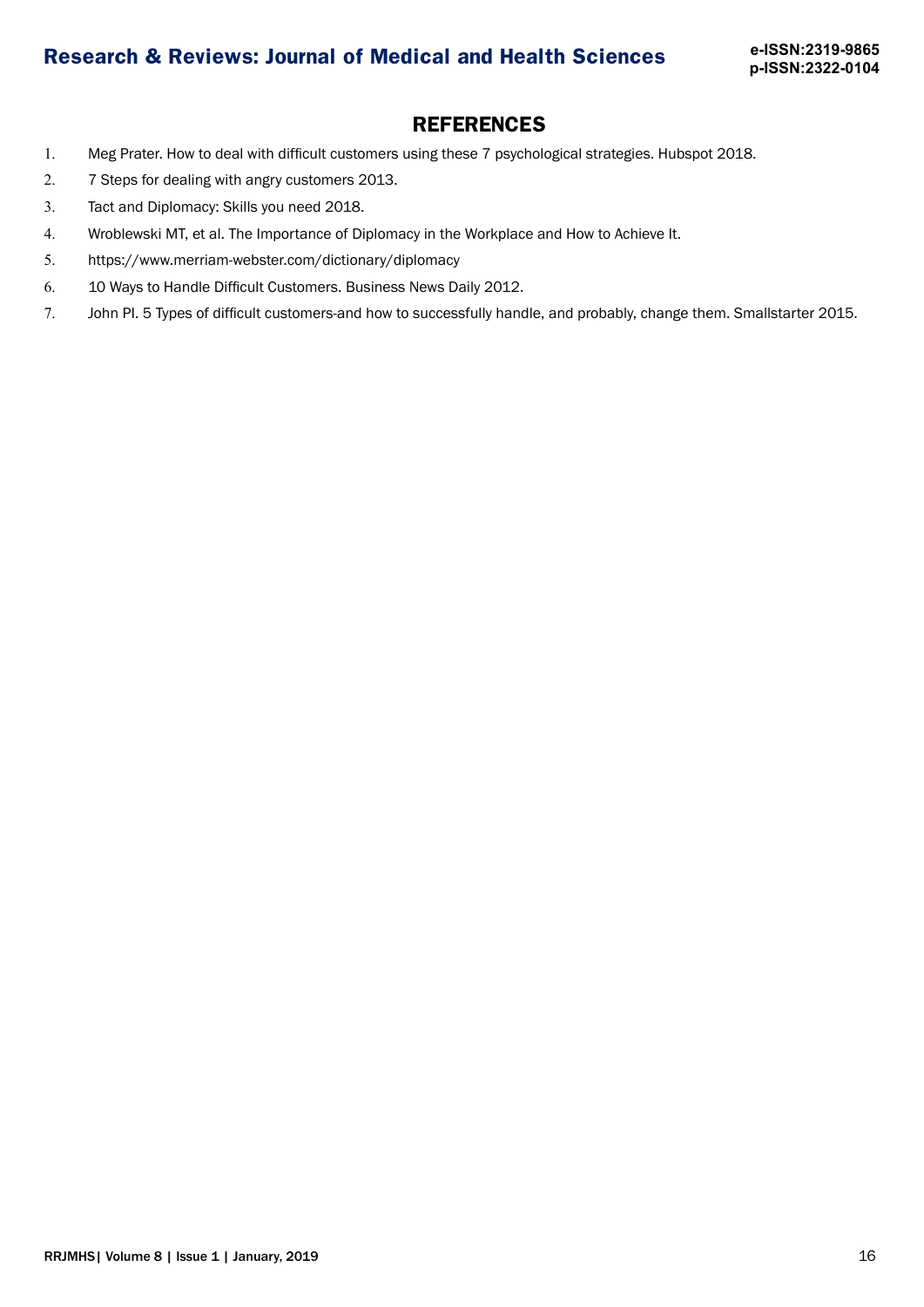## REFERENCES

1. Meg Prater. How to deal with difficult customers using these 7 psychological strategies. Hubspot 2018.
2. 7 Steps for dealing with angry customers 2013.
3. Tact and Diplomacy: Skills you need 2018.
4. Wroblewski MT, et al. The Importance of Diplomacy in the Workplace and How to Achieve It.
5. https://www.merriam-webster.com/dictionary/diplomacy
6. 10 Ways to Handle Difficult Customers. Business News Daily 2012.
7. John PI. 5 Types of difficult customers-and how to successfully handle, and probably, change them. Smallstarter 2015.